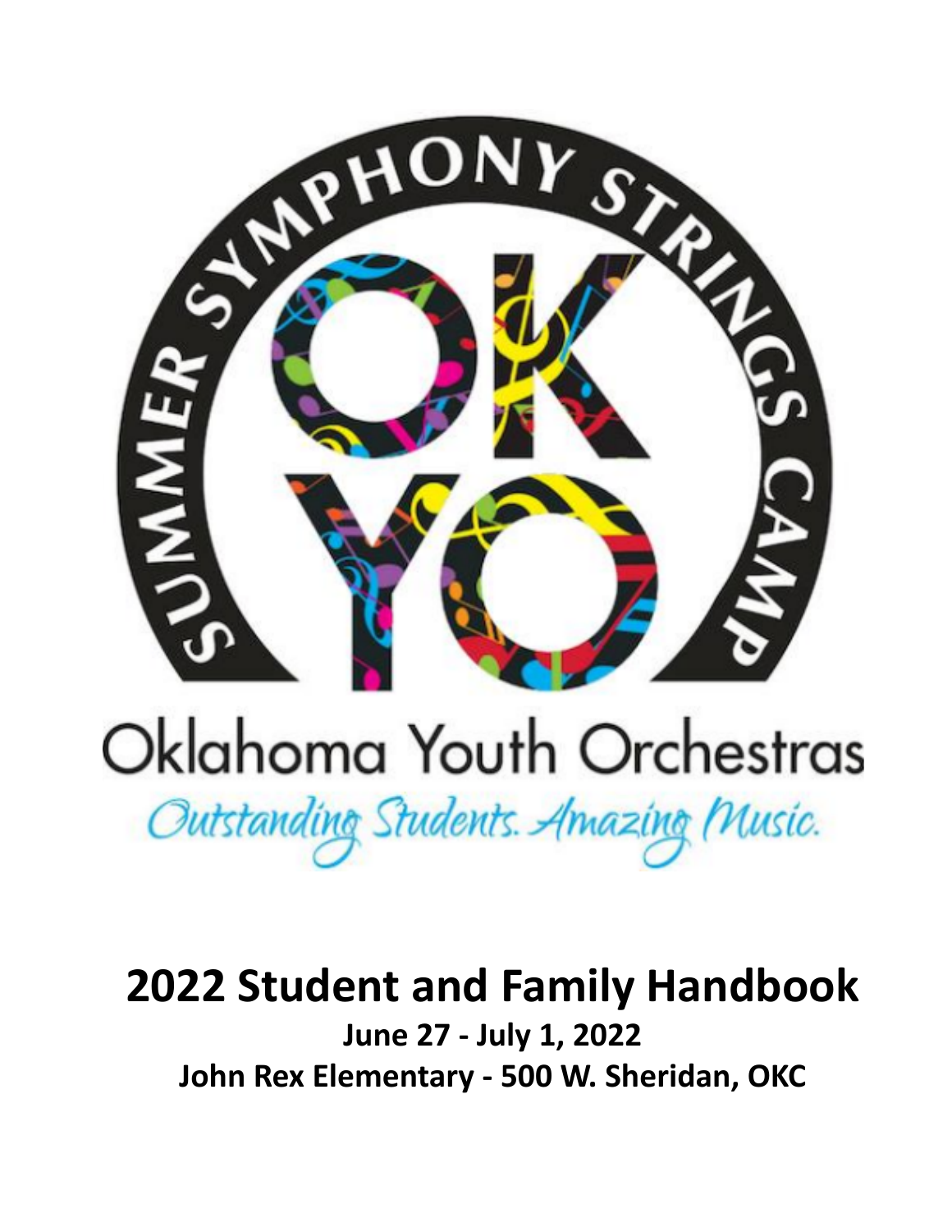SUMMER SYMPHONY STRINGS CAMP

OK YO

Oklahoma Youth Orchestras

*Outstanding Students. Amazing Music.*

# 2022 Student and Family Handbook

**June 27 - July 1, 2022**

**John Rex Elementary - 500 W. Sheridan, OKC**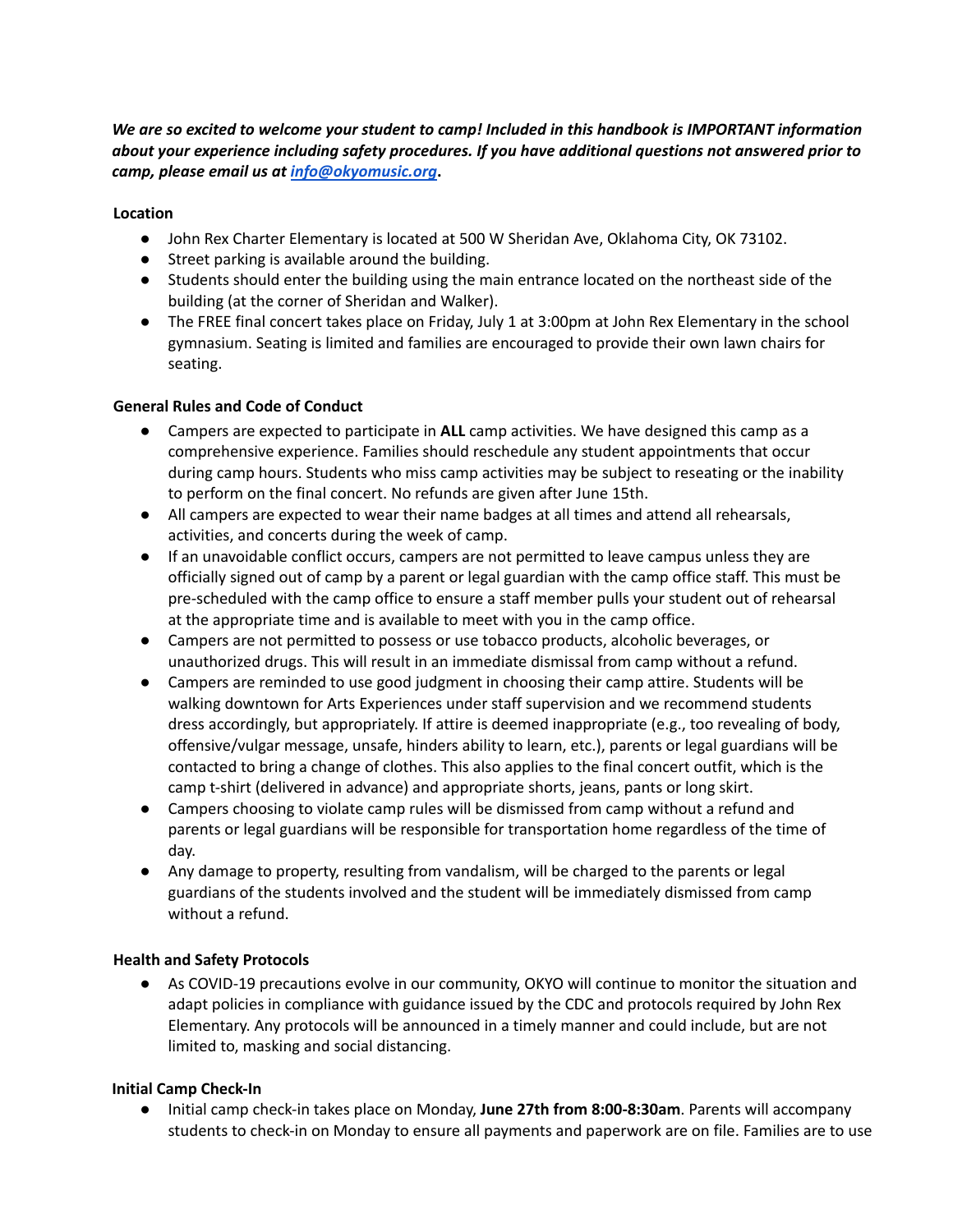***We are so excited to welcome your student to camp! Included in this handbook is IMPORTANT information about your experience including safety procedures. If you have additional questions not answered prior to camp, please email us at [info@okyomusic.org](mailto:info@okyomusic.org).***

### Location

- John Rex Charter Elementary is located at 500 W Sheridan Ave, Oklahoma City, OK 73102.
- Street parking is available around the building.
- Students should enter the building using the main entrance located on the northeast side of the building (at the corner of Sheridan and Walker).
- The FREE final concert takes place on Friday, July 1 at 3:00pm at John Rex Elementary in the school gymnasium. Seating is limited and families are encouraged to provide their own lawn chairs for seating.

### General Rules and Code of Conduct

- Campers are expected to participate in **ALL** camp activities. We have designed this camp as a comprehensive experience. Families should reschedule any student appointments that occur during camp hours. Students who miss camp activities may be subject to reseating or the inability to perform on the final concert. No refunds are given after June 15th.
- All campers are expected to wear their name badges at all times and attend all rehearsals, activities, and concerts during the week of camp.
- If an unavoidable conflict occurs, campers are not permitted to leave campus unless they are officially signed out of camp by a parent or legal guardian with the camp office staff. This must be pre-scheduled with the camp office to ensure a staff member pulls your student out of rehearsal at the appropriate time and is available to meet with you in the camp office.
- Campers are not permitted to possess or use tobacco products, alcoholic beverages, or unauthorized drugs. This will result in an immediate dismissal from camp without a refund.
- Campers are reminded to use good judgment in choosing their camp attire. Students will be walking downtown for Arts Experiences under staff supervision and we recommend students dress accordingly, but appropriately. If attire is deemed inappropriate (e.g., too revealing of body, offensive/vulgar message, unsafe, hinders ability to learn, etc.), parents or legal guardians will be contacted to bring a change of clothes. This also applies to the final concert outfit, which is the camp t-shirt (delivered in advance) and appropriate shorts, jeans, pants or long skirt.
- Campers choosing to violate camp rules will be dismissed from camp without a refund and parents or legal guardians will be responsible for transportation home regardless of the time of day.
- Any damage to property, resulting from vandalism, will be charged to the parents or legal guardians of the students involved and the student will be immediately dismissed from camp without a refund.

### Health and Safety Protocols

- As COVID-19 precautions evolve in our community, OKYO will continue to monitor the situation and adapt policies in compliance with guidance issued by the CDC and protocols required by John Rex Elementary. Any protocols will be announced in a timely manner and could include, but are not limited to, masking and social distancing.

### Initial Camp Check-In

- Initial camp check-in takes place on Monday, **June 27th from 8:00-8:30am**. Parents will accompany students to check-in on Monday to ensure all payments and paperwork are on file. Families are to use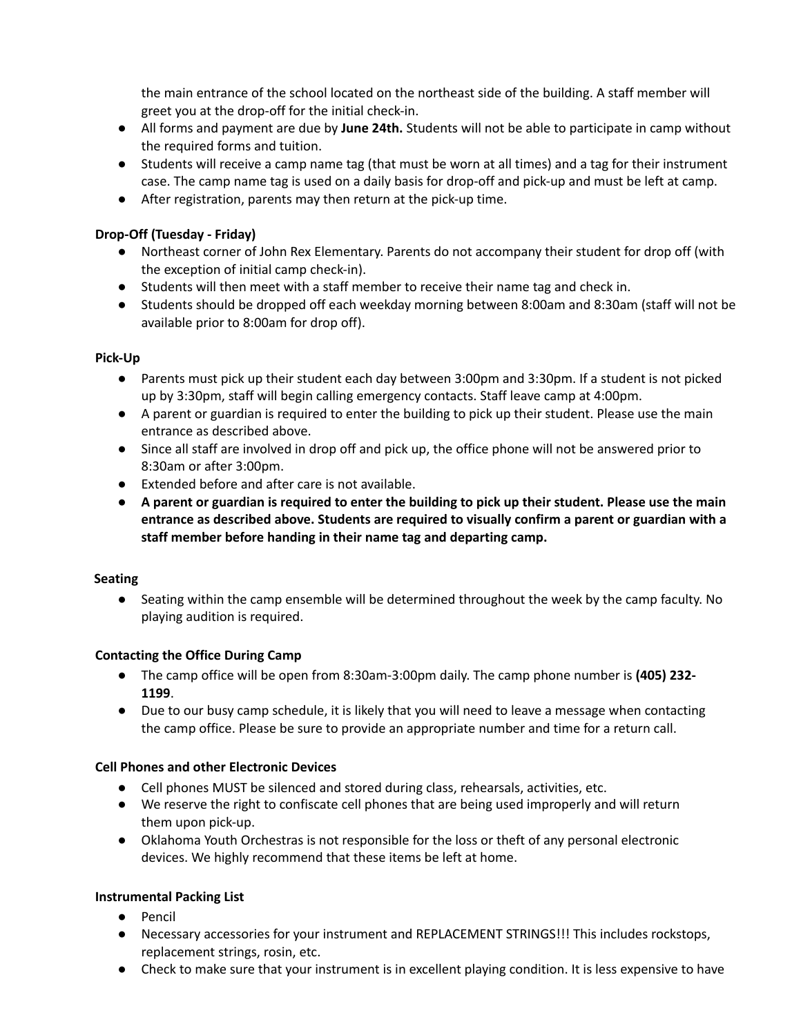the main entrance of the school located on the northeast side of the building. A staff member will greet you at the drop-off for the initial check-in.

- All forms and payment are due by **June 24th.** Students will not be able to participate in camp without the required forms and tuition.
- Students will receive a camp name tag (that must be worn at all times) and a tag for their instrument case. The camp name tag is used on a daily basis for drop-off and pick-up and must be left at camp.
- After registration, parents may then return at the pick-up time.

**Drop-Off (Tuesday - Friday)**

- Northeast corner of John Rex Elementary. Parents do not accompany their student for drop off (with the exception of initial camp check-in).
- Students will then meet with a staff member to receive their name tag and check in.
- Students should be dropped off each weekday morning between 8:00am and 8:30am (staff will not be available prior to 8:00am for drop off).

**Pick-Up**

- Parents must pick up their student each day between 3:00pm and 3:30pm. If a student is not picked up by 3:30pm, staff will begin calling emergency contacts. Staff leave camp at 4:00pm.
- A parent or guardian is required to enter the building to pick up their student. Please use the main entrance as described above.
- Since all staff are involved in drop off and pick up, the office phone will not be answered prior to 8:30am or after 3:00pm.
- Extended before and after care is not available.
- **A parent or guardian is required to enter the building to pick up their student. Please use the main entrance as described above. Students are required to visually confirm a parent or guardian with a staff member before handing in their name tag and departing camp.**

**Seating**

- Seating within the camp ensemble will be determined throughout the week by the camp faculty. No playing audition is required.

**Contacting the Office During Camp**

- The camp office will be open from 8:30am-3:00pm daily. The camp phone number is **(405) 232-1199**.
- Due to our busy camp schedule, it is likely that you will need to leave a message when contacting the camp office. Please be sure to provide an appropriate number and time for a return call.

**Cell Phones and other Electronic Devices**

- Cell phones MUST be silenced and stored during class, rehearsals, activities, etc.
- We reserve the right to confiscate cell phones that are being used improperly and will return them upon pick-up.
- Oklahoma Youth Orchestras is not responsible for the loss or theft of any personal electronic devices. We highly recommend that these items be left at home.

**Instrumental Packing List**

- Pencil
- Necessary accessories for your instrument and REPLACEMENT STRINGS!!! This includes rockstops, replacement strings, rosin, etc.
- Check to make sure that your instrument is in excellent playing condition. It is less expensive to have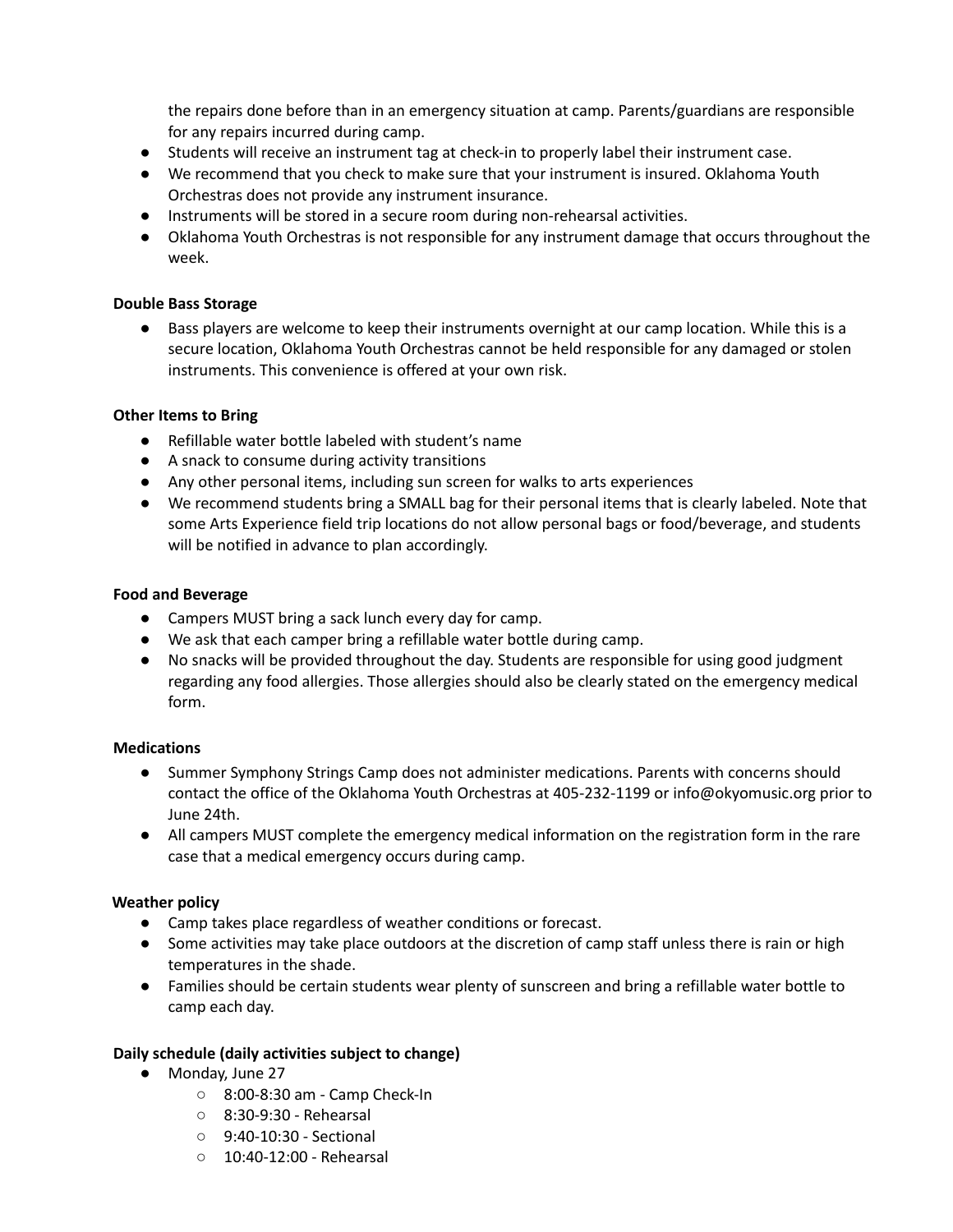the repairs done before than in an emergency situation at camp. Parents/guardians are responsible for any repairs incurred during camp.

- Students will receive an instrument tag at check-in to properly label their instrument case.
- We recommend that you check to make sure that your instrument is insured. Oklahoma Youth Orchestras does not provide any instrument insurance.
- Instruments will be stored in a secure room during non-rehearsal activities.
- Oklahoma Youth Orchestras is not responsible for any instrument damage that occurs throughout the week.

**Double Bass Storage**

- Bass players are welcome to keep their instruments overnight at our camp location. While this is a secure location, Oklahoma Youth Orchestras cannot be held responsible for any damaged or stolen instruments. This convenience is offered at your own risk.

**Other Items to Bring**

- Refillable water bottle labeled with student's name
- A snack to consume during activity transitions
- Any other personal items, including sun screen for walks to arts experiences
- We recommend students bring a SMALL bag for their personal items that is clearly labeled. Note that some Arts Experience field trip locations do not allow personal bags or food/beverage, and students will be notified in advance to plan accordingly.

**Food and Beverage**

- Campers MUST bring a sack lunch every day for camp.
- We ask that each camper bring a refillable water bottle during camp.
- No snacks will be provided throughout the day. Students are responsible for using good judgment regarding any food allergies. Those allergies should also be clearly stated on the emergency medical form.

**Medications**

- Summer Symphony Strings Camp does not administer medications. Parents with concerns should contact the office of the Oklahoma Youth Orchestras at 405-232-1199 or info@okyomusic.org prior to June 24th.
- All campers MUST complete the emergency medical information on the registration form in the rare case that a medical emergency occurs during camp.

**Weather policy**

- Camp takes place regardless of weather conditions or forecast.
- Some activities may take place outdoors at the discretion of camp staff unless there is rain or high temperatures in the shade.
- Families should be certain students wear plenty of sunscreen and bring a refillable water bottle to camp each day.

**Daily schedule (daily activities subject to change)**

- Monday, June 27
  - 8:00-8:30 am - Camp Check-In
  - 8:30-9:30 - Rehearsal
  - 9:40-10:30 - Sectional
  - 10:40-12:00 - Rehearsal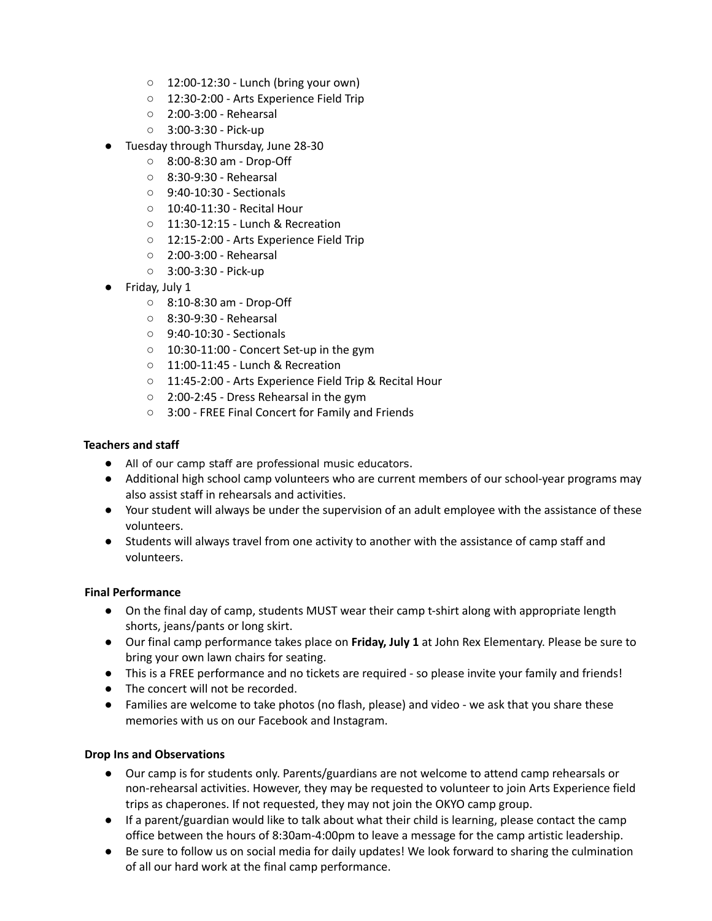- 12:00-12:30 - Lunch (bring your own)
    - 12:30-2:00 - Arts Experience Field Trip
    - 2:00-3:00 - Rehearsal
    - 3:00-3:30 - Pick-up
- Tuesday through Thursday, June 28-30
    - 8:00-8:30 am - Drop-Off
    - 8:30-9:30 - Rehearsal
    - 9:40-10:30 - Sectionals
    - 10:40-11:30 - Recital Hour
    - 11:30-12:15 - Lunch & Recreation
    - 12:15-2:00 - Arts Experience Field Trip
    - 2:00-3:00 - Rehearsal
    - 3:00-3:30 - Pick-up
- Friday, July 1
    - 8:10-8:30 am - Drop-Off
    - 8:30-9:30 - Rehearsal
    - 9:40-10:30 - Sectionals
    - 10:30-11:00 - Concert Set-up in the gym
    - 11:00-11:45 - Lunch & Recreation
    - 11:45-2:00 - Arts Experience Field Trip & Recital Hour
    - 2:00-2:45 - Dress Rehearsal in the gym
    - 3:00 - FREE Final Concert for Family and Friends

**Teachers and staff**

- All of our camp staff are professional music educators.
- Additional high school camp volunteers who are current members of our school-year programs may also assist staff in rehearsals and activities.
- Your student will always be under the supervision of an adult employee with the assistance of these volunteers.
- Students will always travel from one activity to another with the assistance of camp staff and volunteers.

**Final Performance**

- On the final day of camp, students MUST wear their camp t-shirt along with appropriate length shorts, jeans/pants or long skirt.
- Our final camp performance takes place on **Friday, July 1** at John Rex Elementary. Please be sure to bring your own lawn chairs for seating.
- This is a FREE performance and no tickets are required - so please invite your family and friends!
- The concert will not be recorded.
- Families are welcome to take photos (no flash, please) and video - we ask that you share these memories with us on our Facebook and Instagram.

**Drop Ins and Observations**

- Our camp is for students only. Parents/guardians are not welcome to attend camp rehearsals or non-rehearsal activities. However, they may be requested to volunteer to join Arts Experience field trips as chaperones. If not requested, they may not join the OKYO camp group.
- If a parent/guardian would like to talk about what their child is learning, please contact the camp office between the hours of 8:30am-4:00pm to leave a message for the camp artistic leadership.
- Be sure to follow us on social media for daily updates! We look forward to sharing the culmination of all our hard work at the final camp performance.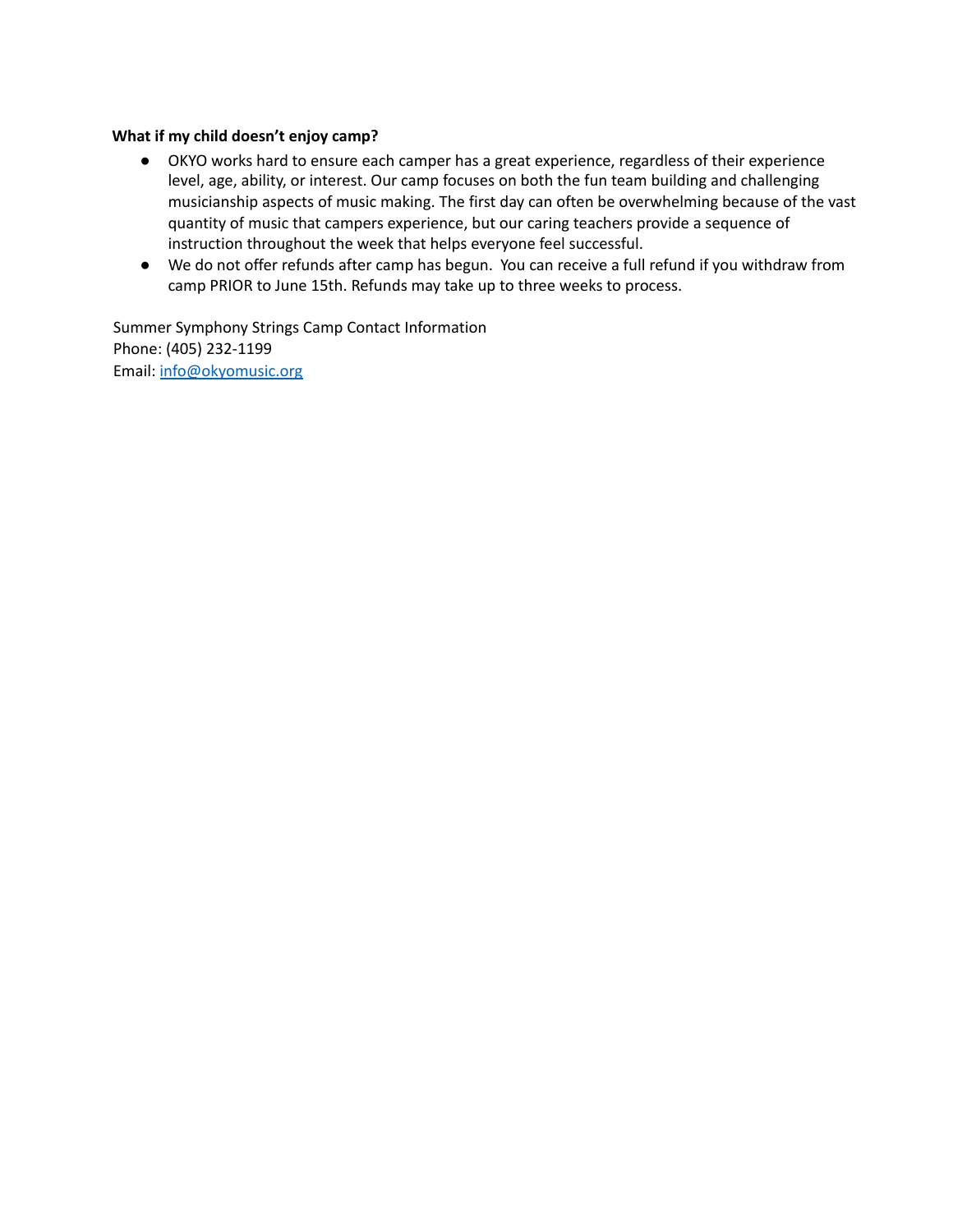**What if my child doesn't enjoy camp?**

- OKYO works hard to ensure each camper has a great experience, regardless of their experience level, age, ability, or interest. Our camp focuses on both the fun team building and challenging musicianship aspects of music making. The first day can often be overwhelming because of the vast quantity of music that campers experience, but our caring teachers provide a sequence of instruction throughout the week that helps everyone feel successful.
- We do not offer refunds after camp has begun. You can receive a full refund if you withdraw from camp PRIOR to June 15th. Refunds may take up to three weeks to process.

Summer Symphony Strings Camp Contact Information
Phone: (405) 232-1199
Email: info@okyomusic.org